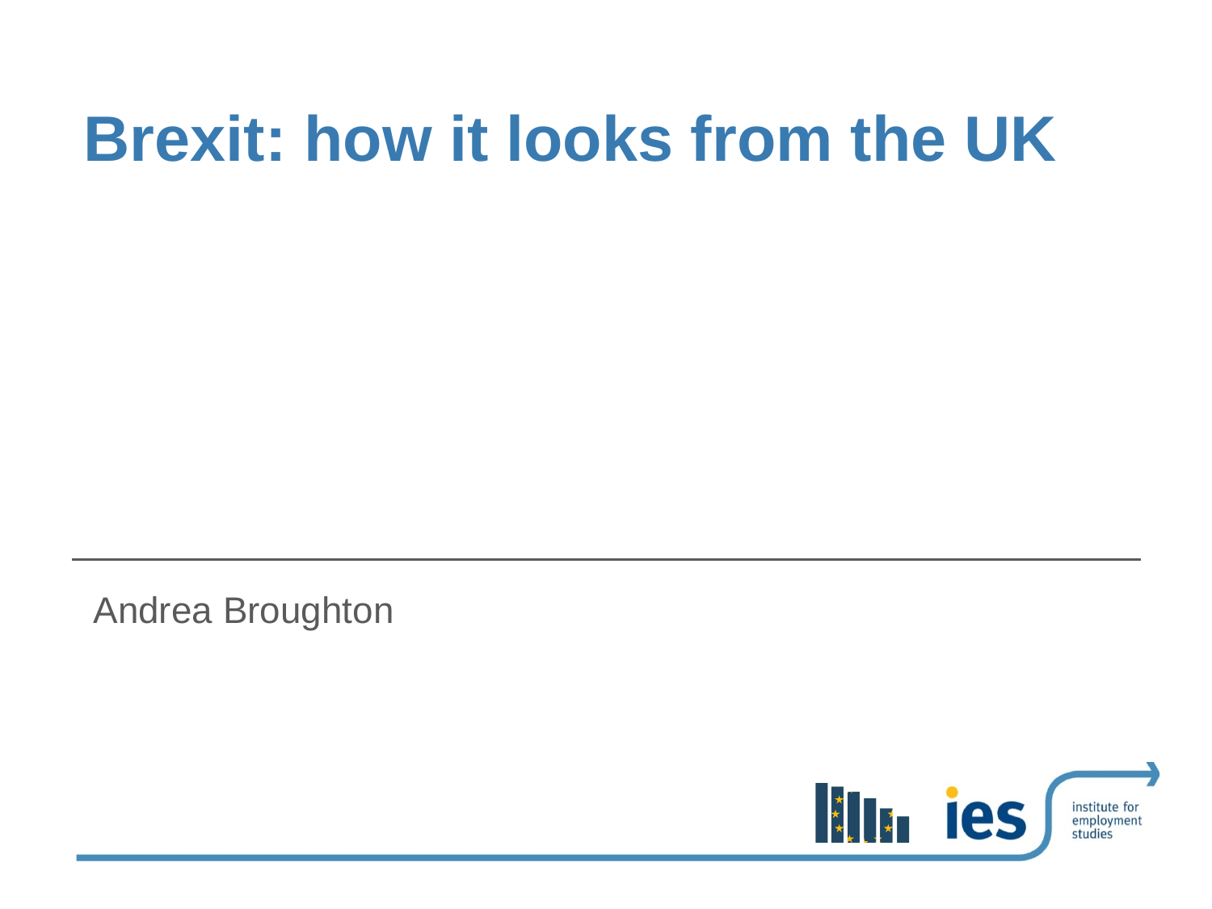# Brexit: how it looks from the UK

Andrea Broughton

institute for employment studies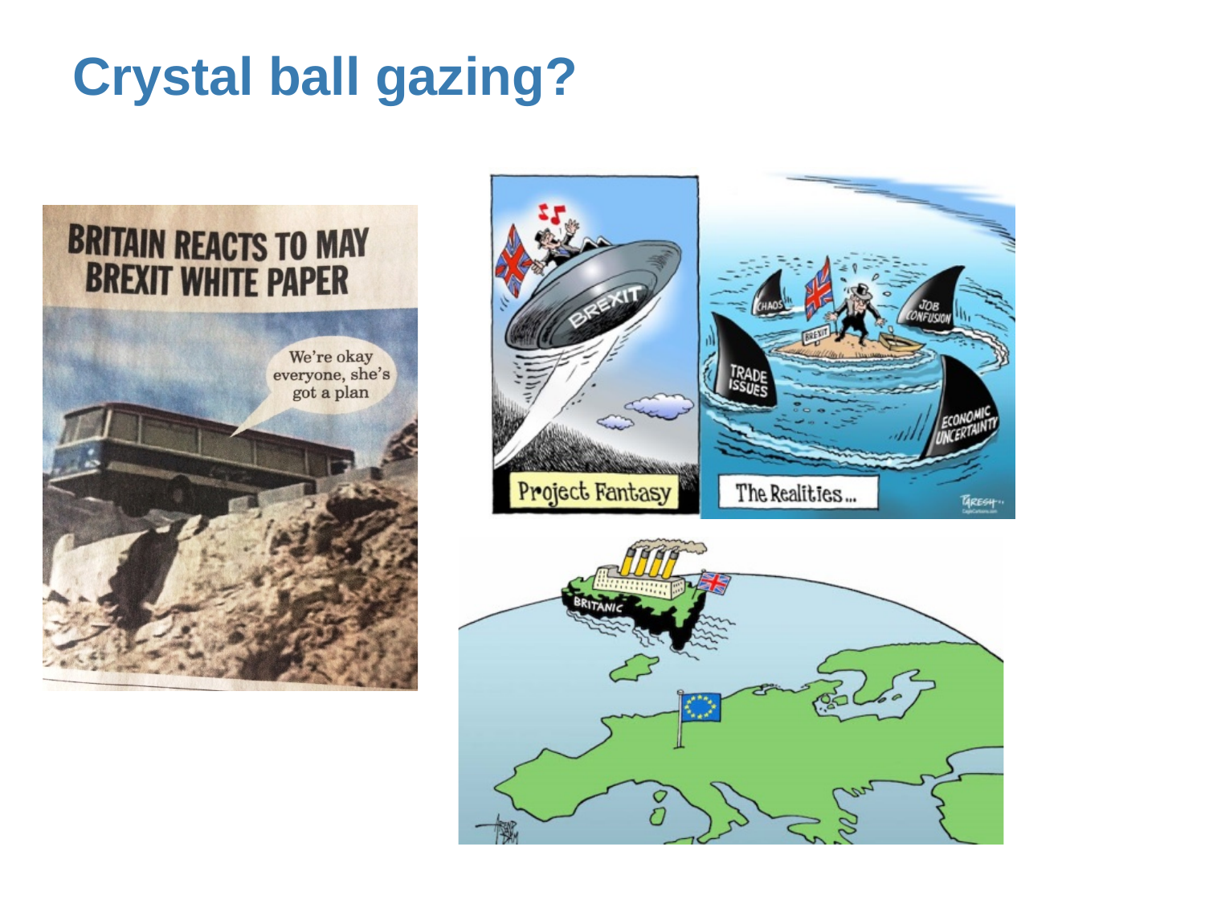# Crystal ball gazing?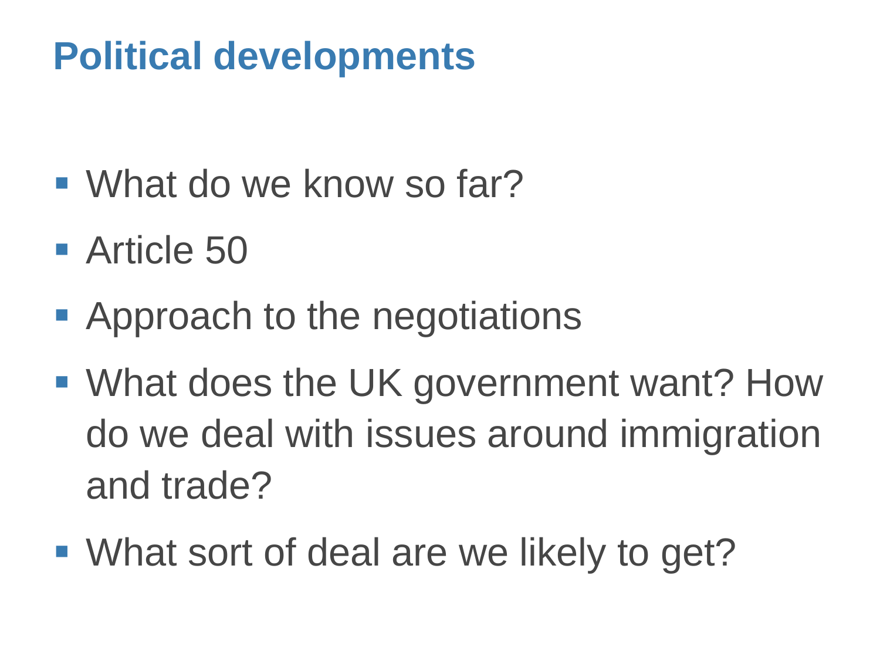# Political developments

- What do we know so far?
- Article 50
- Approach to the negotiations
- What does the UK government want? How do we deal with issues around immigration and trade?
- What sort of deal are we likely to get?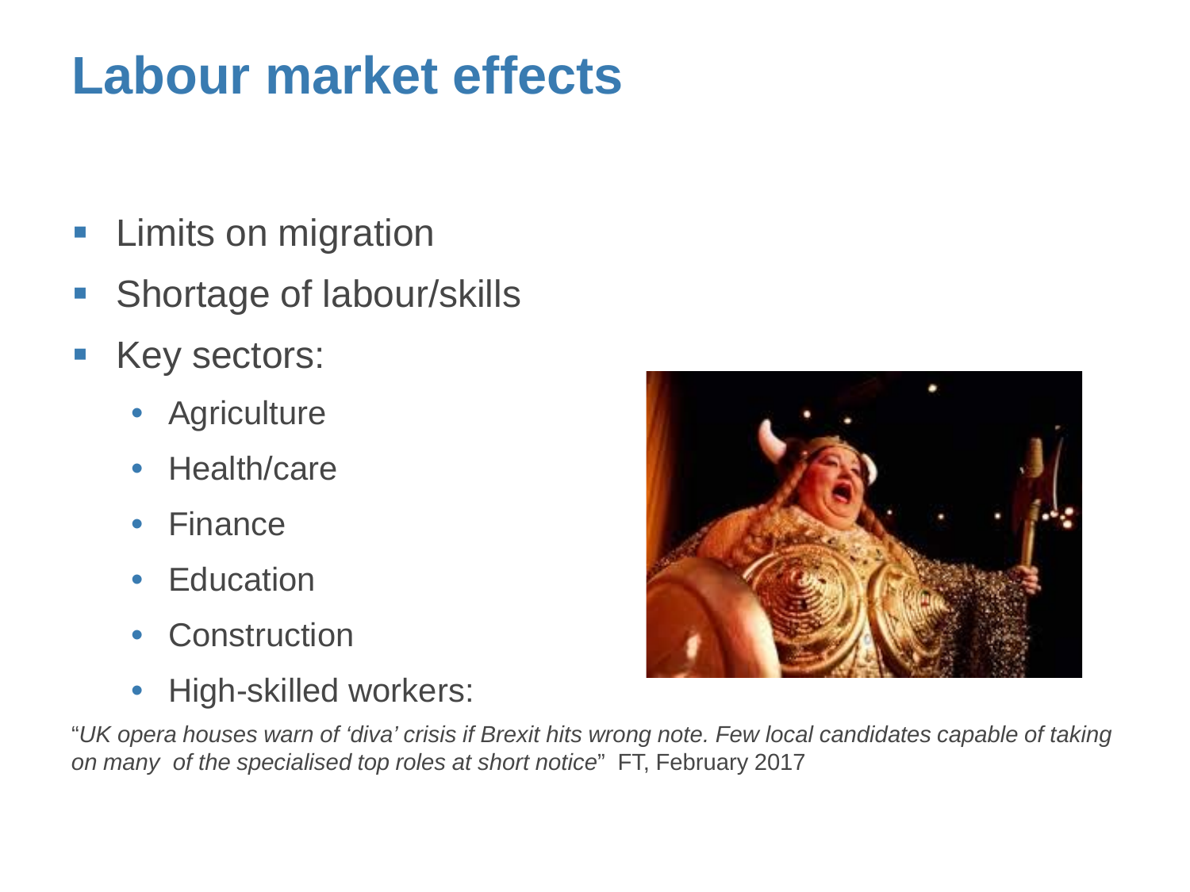# Labour market effects

- Limits on migration
- Shortage of labour/skills
- Key sectors:
  - Agriculture
  - Health/care
  - Finance
  - Education
  - Construction
  - High-skilled workers:

"*UK opera houses warn of 'diva' crisis if Brexit hits wrong note. Few local candidates capable of taking on many of the specialised top roles at short notice*" FT, February 2017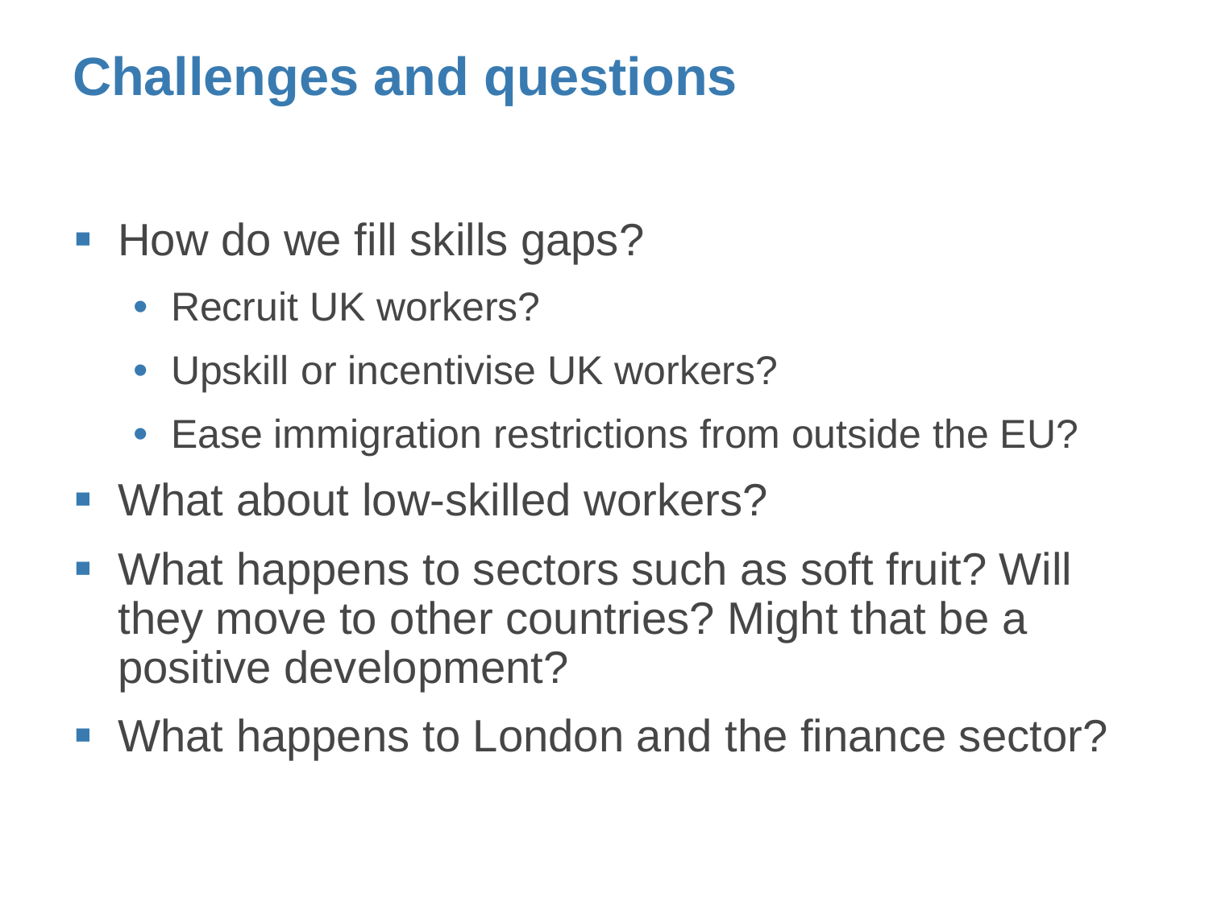# Challenges and questions

- How do we fill skills gaps?
  - Recruit UK workers?
  - Upskill or incentivise UK workers?
  - Ease immigration restrictions from outside the EU?
- What about low-skilled workers?
- What happens to sectors such as soft fruit? Will they move to other countries? Might that be a positive development?
- What happens to London and the finance sector?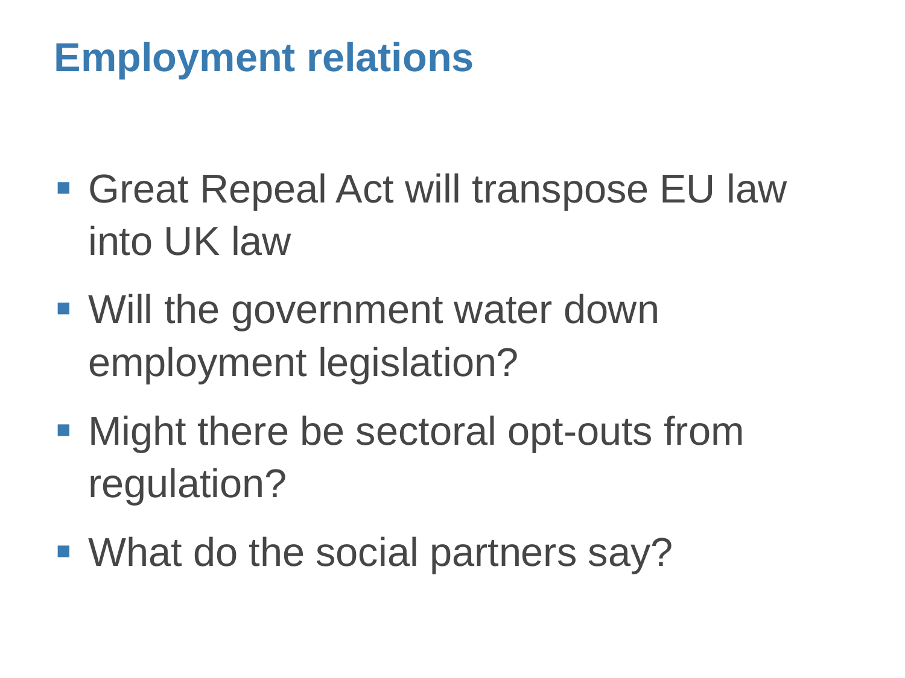# Employment relations

- Great Repeal Act will transpose EU law into UK law
- Will the government water down employment legislation?
- Might there be sectoral opt-outs from regulation?
- What do the social partners say?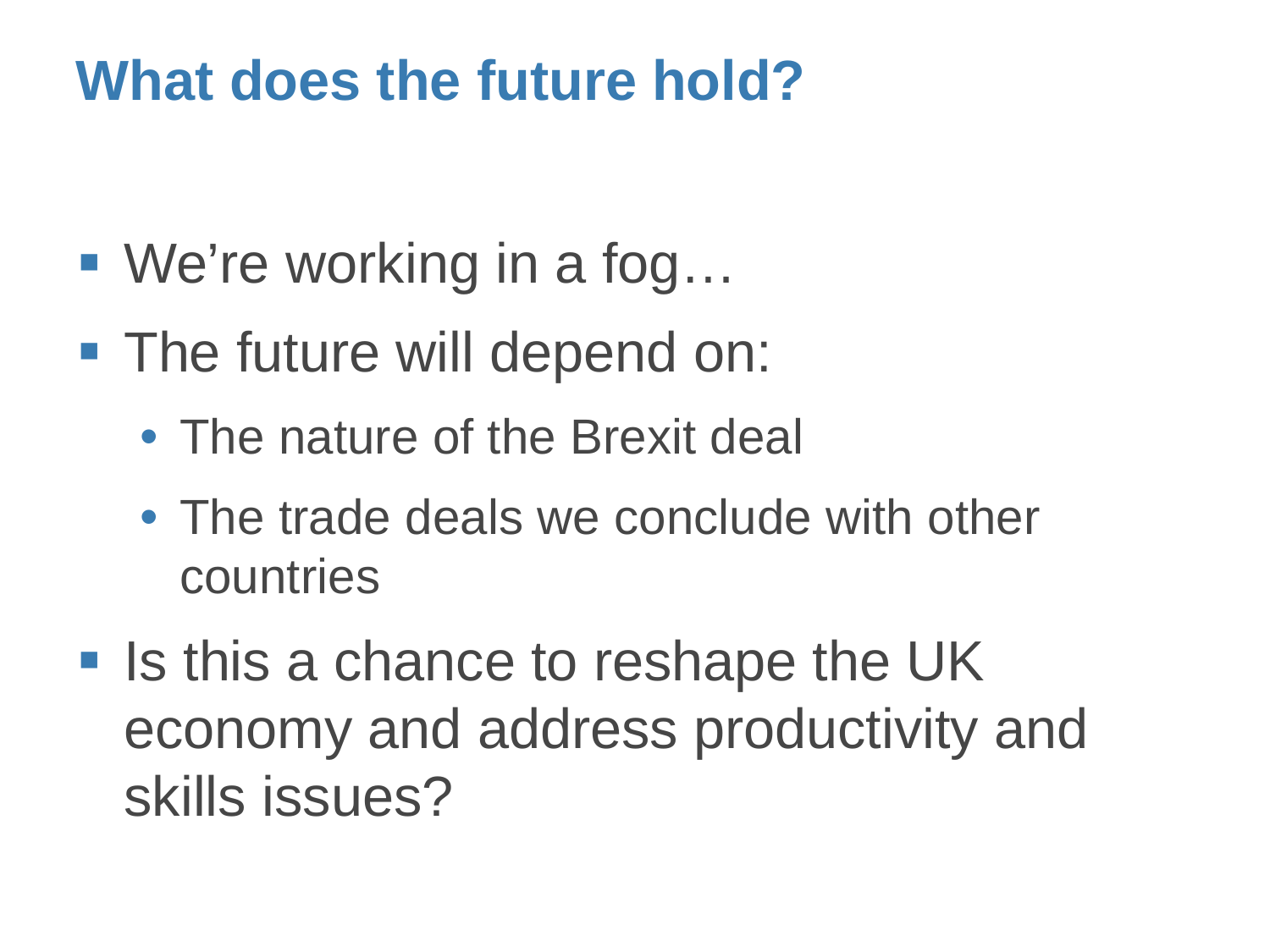# What does the future hold?

- We're working in a fog…
- The future will depend on:
  - The nature of the Brexit deal
  - The trade deals we conclude with other countries
- Is this a chance to reshape the UK economy and address productivity and skills issues?